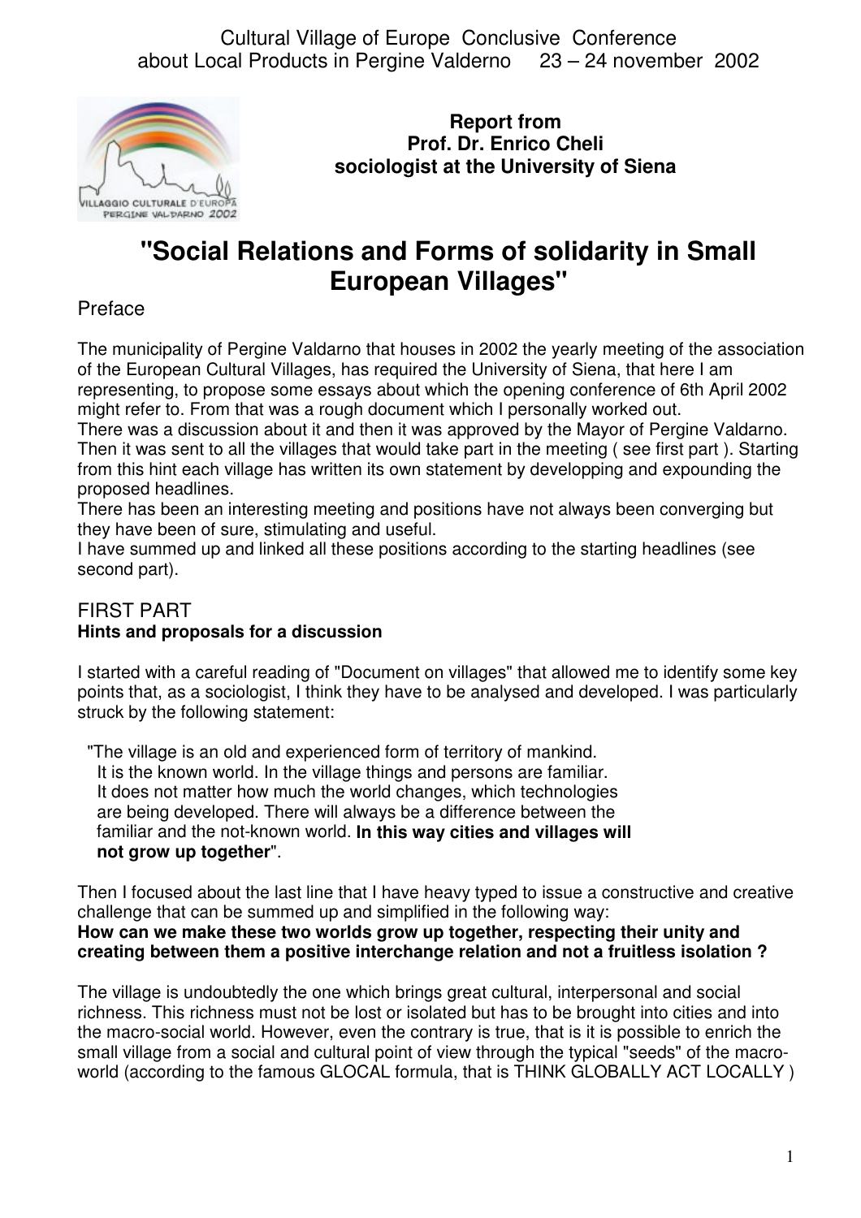Cultural Village of Europe Conclusive Conference about Local Products in Pergine Valderno 23 – 24 november 2002

**Report from**
**Prof. Dr. Enrico Cheli**
**sociologist at the University of Siena**

# "Social Relations and Forms of solidarity in Small European Villages"

## Preface

The municipality of Pergine Valdarno that houses in 2002 the yearly meeting of the association of the European Cultural Villages, has required the University of Siena, that here I am representing, to propose some essays about which the opening conference of 6th April 2002 might refer to. From that was a rough document which I personally worked out.
There was a discussion about it and then it was approved by the Mayor of Pergine Valdarno. Then it was sent to all the villages that would take part in the meeting ( see first part ). Starting from this hint each village has written its own statement by developping and expounding the proposed headlines.
There has been an interesting meeting and positions have not always been converging but they have been of sure, stimulating and useful.
I have summed up and linked all these positions according to the starting headlines (see second part).

## FIRST PART

### Hints and proposals for a discussion

I started with a careful reading of "Document on villages" that allowed me to identify some key points that, as a sociologist, I think they have to be analysed and developed. I was particularly struck by the following statement:

> "The village is an old and experienced form of territory of mankind. It is the known world. In the village things and persons are familiar. It does not matter how much the world changes, which technologies are being developed. There will always be a difference between the familiar and the not-known world. **In this way cities and villages will not grow up together**".

Then I focused about the last line that I have heavy typed to issue a constructive and creative challenge that can be summed up and simplified in the following way:
**How can we make these two worlds grow up together, respecting their unity and creating between them a positive interchange relation and not a fruitless isolation ?**

The village is undoubtedly the one which brings great cultural, interpersonal and social richness. This richness must not be lost or isolated but has to be brought into cities and into the macro-social world. However, even the contrary is true, that is it is possible to enrich the small village from a social and cultural point of view through the typical "seeds" of the macro-world (according to the famous GLOCAL formula, that is THINK GLOBALLY ACT LOCALLY )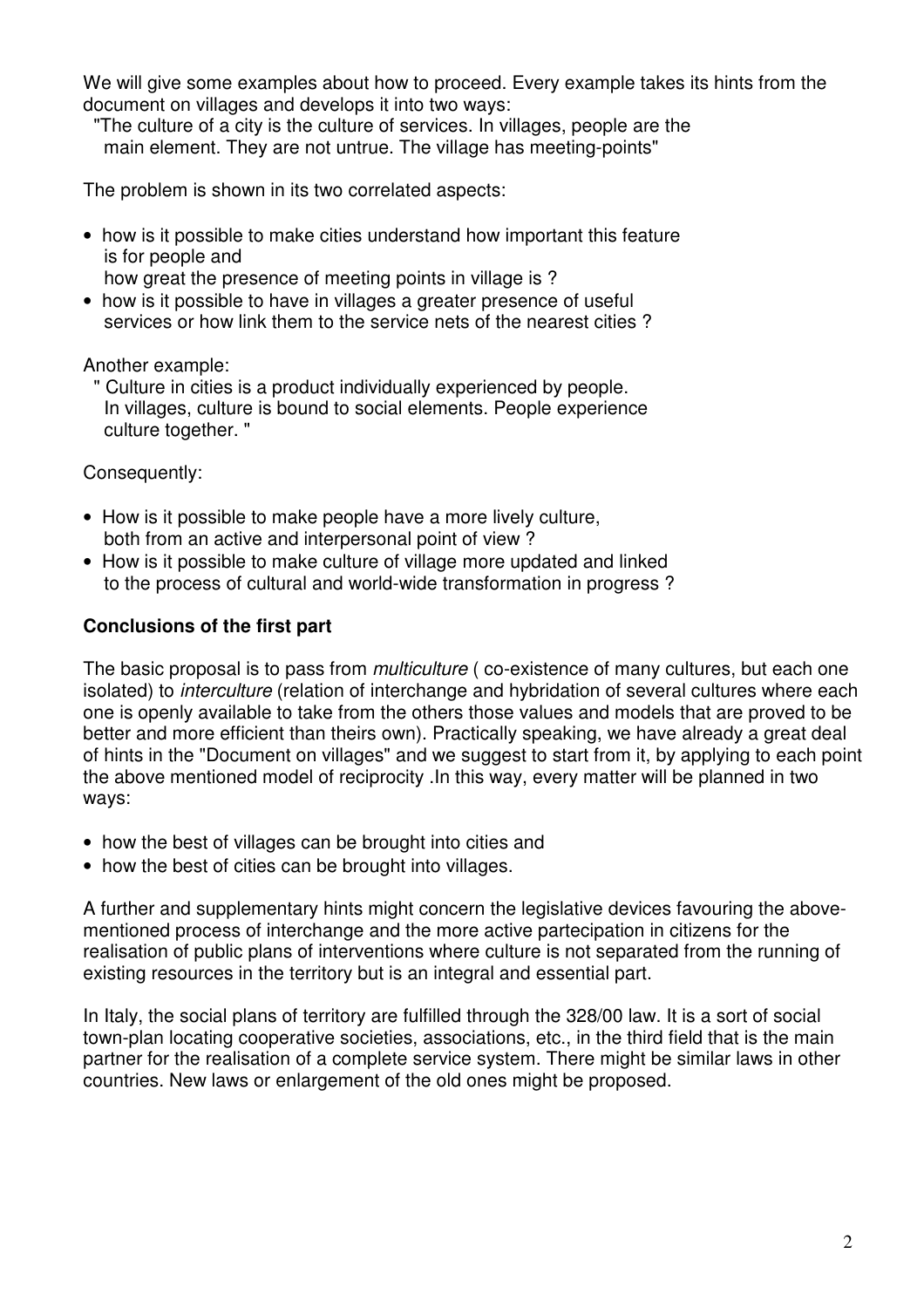We will give some examples about how to proceed. Every example takes its hints from the document on villages and develops it into two ways:

"The culture of a city is the culture of services. In villages, people are the main element. They are not untrue. The village has meeting-points"

The problem is shown in its two correlated aspects:

- how is it possible to make cities understand how important this feature is for people and
  how great the presence of meeting points in village is ?
- how is it possible to have in villages a greater presence of useful services or how link them to the service nets of the nearest cities ?

Another example:

" Culture in cities is a product individually experienced by people. In villages, culture is bound to social elements. People experience culture together. "

Consequently:

- How is it possible to make people have a more lively culture, both from an active and interpersonal point of view ?
- How is it possible to make culture of village more updated and linked to the process of cultural and world-wide transformation in progress ?

**Conclusions of the first part**

The basic proposal is to pass from *multiculture* ( co-existence of many cultures, but each one isolated) to *interculture* (relation of interchange and hybridation of several cultures where each one is openly available to take from the others those values and models that are proved to be better and more efficient than theirs own). Practically speaking, we have already a great deal of hints in the "Document on villages" and we suggest to start from it, by applying to each point the above mentioned model of reciprocity .In this way, every matter will be planned in two ways:

- how the best of villages can be brought into cities and
- how the best of cities can be brought into villages.

A further and supplementary hints might concern the legislative devices favouring the above-mentioned process of interchange and the more active partecipation in citizens for the realisation of public plans of interventions where culture is not separated from the running of existing resources in the territory but is an integral and essential part.

In Italy, the social plans of territory are fulfilled through the 328/00 law. It is a sort of social town-plan locating cooperative societies, associations, etc., in the third field that is the main partner for the realisation of a complete service system. There might be similar laws in other countries. New laws or enlargement of the old ones might be proposed.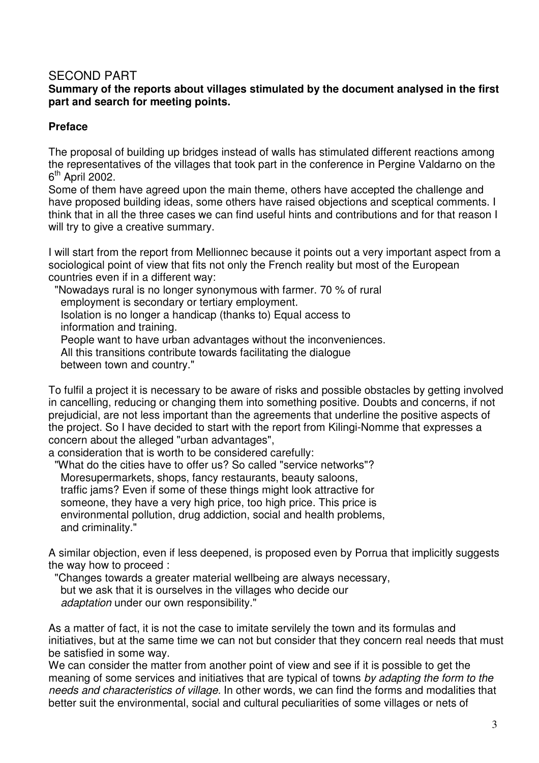# SECOND PART

**Summary of the reports about villages stimulated by the document analysed in the first part and search for meeting points.**

## Preface

The proposal of building up bridges instead of walls has stimulated different reactions among the representatives of the villages that took part in the conference in Pergine Valdarno on the 6th April 2002.

Some of them have agreed upon the main theme, others have accepted the challenge and have proposed building ideas, some others have raised objections and sceptical comments. I think that in all the three cases we can find useful hints and contributions and for that reason I will try to give a creative summary.

I will start from the report from Mellionnec because it points out a very important aspect from a sociological point of view that fits not only the French reality but most of the European countries even if in a different way:

> "Nowadays rural is no longer synonymous with farmer. 70 % of rural employment is secondary or tertiary employment.
> Isolation is no longer a handicap (thanks to) Equal access to information and training.
> People want to have urban advantages without the inconveniences.
> All this transitions contribute towards facilitating the dialogue between town and country."

To fulfil a project it is necessary to be aware of risks and possible obstacles by getting involved in cancelling, reducing or changing them into something positive. Doubts and concerns, if not prejudicial, are not less important than the agreements that underline the positive aspects of the project. So I have decided to start with the report from Kilingi-Nomme that expresses a concern about the alleged "urban advantages",
a consideration that is worth to be considered carefully:

> "What do the cities have to offer us? So called "service networks"? Moresupermarkets, shops, fancy restaurants, beauty saloons, traffic jams? Even if some of these things might look attractive for someone, they have a very high price, too high price. This price is environmental pollution, drug addiction, social and health problems, and criminality."

A similar objection, even if less deepened, is proposed even by Porrua that implicitly suggests the way how to proceed :

> "Changes towards a greater material wellbeing are always necessary, but we ask that it is ourselves in the villages who decide our *adaptation* under our own responsibility."

As a matter of fact, it is not the case to imitate servilely the town and its formulas and initiatives, but at the same time we can not but consider that they concern real needs that must be satisfied in some way.

We can consider the matter from another point of view and see if it is possible to get the meaning of some services and initiatives that are typical of towns *by adapting the form to the needs and characteristics of village.* In other words, we can find the forms and modalities that better suit the environmental, social and cultural peculiarities of some villages or nets of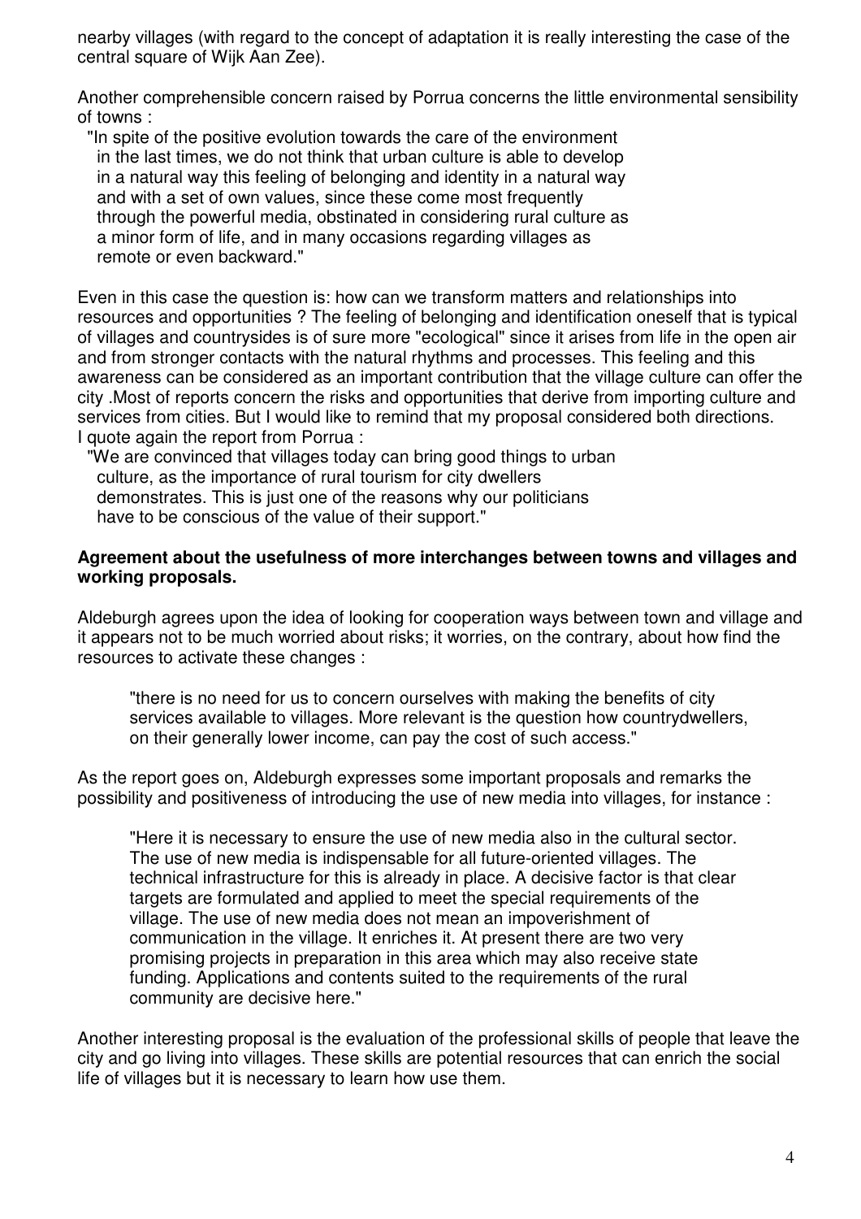nearby villages (with regard to the concept of adaptation it is really interesting the case of the central square of Wijk Aan Zee).

Another comprehensible concern raised by Porrua concerns the little environmental sensibility of towns :

> "In spite of the positive evolution towards the care of the environment in the last times, we do not think that urban culture is able to develop in a natural way this feeling of belonging and identity in a natural way and with a set of own values, since these come most frequently through the powerful media, obstinated in considering rural culture as a minor form of life, and in many occasions regarding villages as remote or even backward."

Even in this case the question is: how can we transform matters and relationships into resources and opportunities ? The feeling of belonging and identification oneself that is typical of villages and countrysides is of sure more "ecological" since it arises from life in the open air and from stronger contacts with the natural rhythms and processes. This feeling and this awareness can be considered as an important contribution that the village culture can offer the city .Most of reports concern the risks and opportunities that derive from importing culture and services from cities. But I would like to remind that my proposal considered both directions. I quote again the report from Porrua :

> "We are convinced that villages today can bring good things to urban culture, as the importance of rural tourism for city dwellers demonstrates. This is just one of the reasons why our politicians have to be conscious of the value of their support."

**Agreement about the usefulness of more interchanges between towns and villages and working proposals.**

Aldeburgh agrees upon the idea of looking for cooperation ways between town and village and it appears not to be much worried about risks; it worries, on the contrary, about how find the resources to activate these changes :

> "there is no need for us to concern ourselves with making the benefits of city services available to villages. More relevant is the question how countrydwellers, on their generally lower income, can pay the cost of such access."

As the report goes on, Aldeburgh expresses some important proposals and remarks the possibility and positiveness of introducing the use of new media into villages, for instance :

> "Here it is necessary to ensure the use of new media also in the cultural sector. The use of new media is indispensable for all future-oriented villages. The technical infrastructure for this is already in place. A decisive factor is that clear targets are formulated and applied to meet the special requirements of the village. The use of new media does not mean an impoverishment of communication in the village. It enriches it. At present there are two very promising projects in preparation in this area which may also receive state funding. Applications and contents suited to the requirements of the rural community are decisive here."

Another interesting proposal is the evaluation of the professional skills of people that leave the city and go living into villages. These skills are potential resources that can enrich the social life of villages but it is necessary to learn how use them.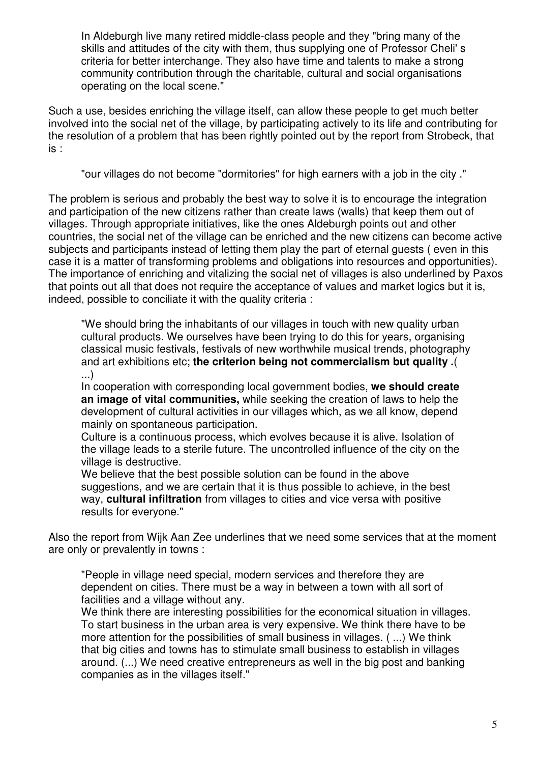> In Aldeburgh live many retired middle-class people and they "bring many of the skills and attitudes of the city with them, thus supplying one of Professor Cheli' s criteria for better interchange. They also have time and talents to make a strong community contribution through the charitable, cultural and social organisations operating on the local scene."

Such a use, besides enriching the village itself, can allow these people to get much better involved into the social net of the village, by participating actively to its life and contributing for the resolution of a problem that has been rightly pointed out by the report from Strobeck, that is :

> "our villages do not become "dormitories" for high earners with a job in the city ."

The problem is serious and probably the best way to solve it is to encourage the integration and participation of the new citizens rather than create laws (walls) that keep them out of villages. Through appropriate initiatives, like the ones Aldeburgh points out and other countries, the social net of the village can be enriched and the new citizens can become active subjects and participants instead of letting them play the part of eternal guests ( even in this case it is a matter of transforming problems and obligations into resources and opportunities). The importance of enriching and vitalizing the social net of villages is also underlined by Paxos that points out all that does not require the acceptance of values and market logics but it is, indeed, possible to conciliate it with the quality criteria :

> "We should bring the inhabitants of our villages in touch with new quality urban cultural products. We ourselves have been trying to do this for years, organising classical music festivals, festivals of new worthwhile musical trends, photography and art exhibitions etc; **the criterion being not commercialism but quality .**( ...)
>
> In cooperation with corresponding local government bodies, **we should create an image of vital communities,** while seeking the creation of laws to help the development of cultural activities in our villages which, as we all know, depend mainly on spontaneous participation.
>
> Culture is a continuous process, which evolves because it is alive. Isolation of the village leads to a sterile future. The uncontrolled influence of the city on the village is destructive.
>
> We believe that the best possible solution can be found in the above suggestions, and we are certain that it is thus possible to achieve, in the best way, **cultural infiltration** from villages to cities and vice versa with positive results for everyone."

Also the report from Wijk Aan Zee underlines that we need some services that at the moment are only or prevalently in towns :

> "People in village need special, modern services and therefore they are dependent on cities. There must be a way in between a town with all sort of facilities and a village without any.
>
> We think there are interesting possibilities for the economical situation in villages. To start business in the urban area is very expensive. We think there have to be more attention for the possibilities of small business in villages. ( ...) We think that big cities and towns has to stimulate small business to establish in villages around. (...) We need creative entrepreneurs as well in the big post and banking companies as in the villages itself."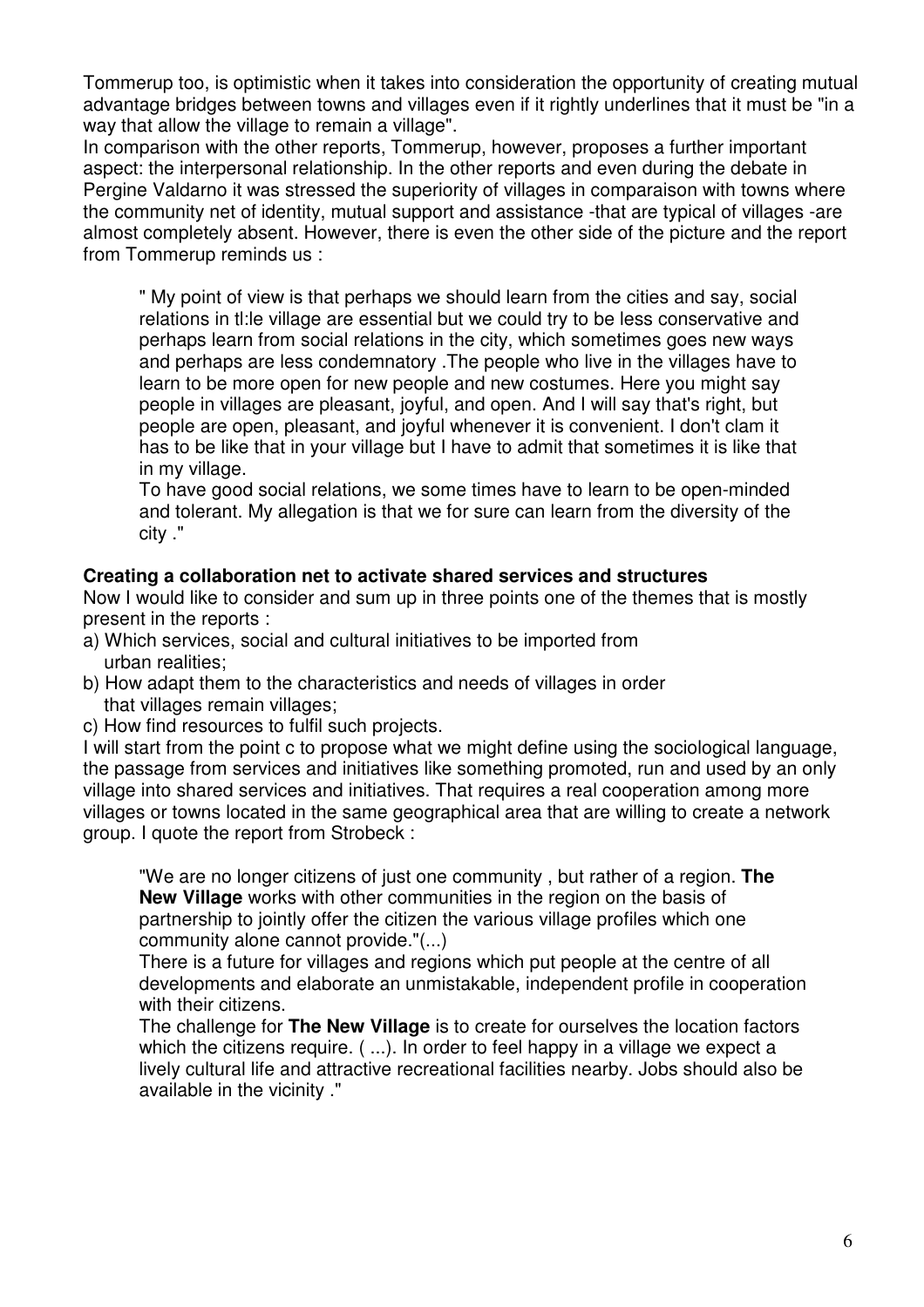Tommerup too, is optimistic when it takes into consideration the opportunity of creating mutual advantage bridges between towns and villages even if it rightly underlines that it must be "in a way that allow the village to remain a village".

In comparison with the other reports, Tommerup, however, proposes a further important aspect: the interpersonal relationship. In the other reports and even during the debate in Pergine Valdarno it was stressed the superiority of villages in comparaison with towns where the community net of identity, mutual support and assistance -that are typical of villages -are almost completely absent. However, there is even the other side of the picture and the report from Tommerup reminds us :

> " My point of view is that perhaps we should learn from the cities and say, social relations in tl:le village are essential but we could try to be less conservative and perhaps learn from social relations in the city, which sometimes goes new ways and perhaps are less condemnatory .The people who live in the villages have to learn to be more open for new people and new costumes. Here you might say people in villages are pleasant, joyful, and open. And I will say that's right, but people are open, pleasant, and joyful whenever it is convenient. I don't clam it has to be like that in your village but I have to admit that sometimes it is like that in my village.
>
> To have good social relations, we some times have to learn to be open-minded and tolerant. My allegation is that we for sure can learn from the diversity of the city ."

**Creating a collaboration net to activate shared services and structures**

Now I would like to consider and sum up in three points one of the themes that is mostly present in the reports :

a) Which services, social and cultural initiatives to be imported from urban realities;
b) How adapt them to the characteristics and needs of villages in order that villages remain villages;
c) How find resources to fulfil such projects.

I will start from the point c to propose what we might define using the sociological language, the passage from services and initiatives like something promoted, run and used by an only village into shared services and initiatives. That requires a real cooperation among more villages or towns located in the same geographical area that are willing to create a network group. I quote the report from Strobeck :

> "We are no longer citizens of just one community , but rather of a region. **The New Village** works with other communities in the region on the basis of partnership to jointly offer the citizen the various village profiles which one community alone cannot provide."(...)
>
> There is a future for villages and regions which put people at the centre of all developments and elaborate an unmistakable, independent profile in cooperation with their citizens.
>
> The challenge for **The New Village** is to create for ourselves the location factors which the citizens require. ( ...). In order to feel happy in a village we expect a lively cultural life and attractive recreational facilities nearby. Jobs should also be available in the vicinity ."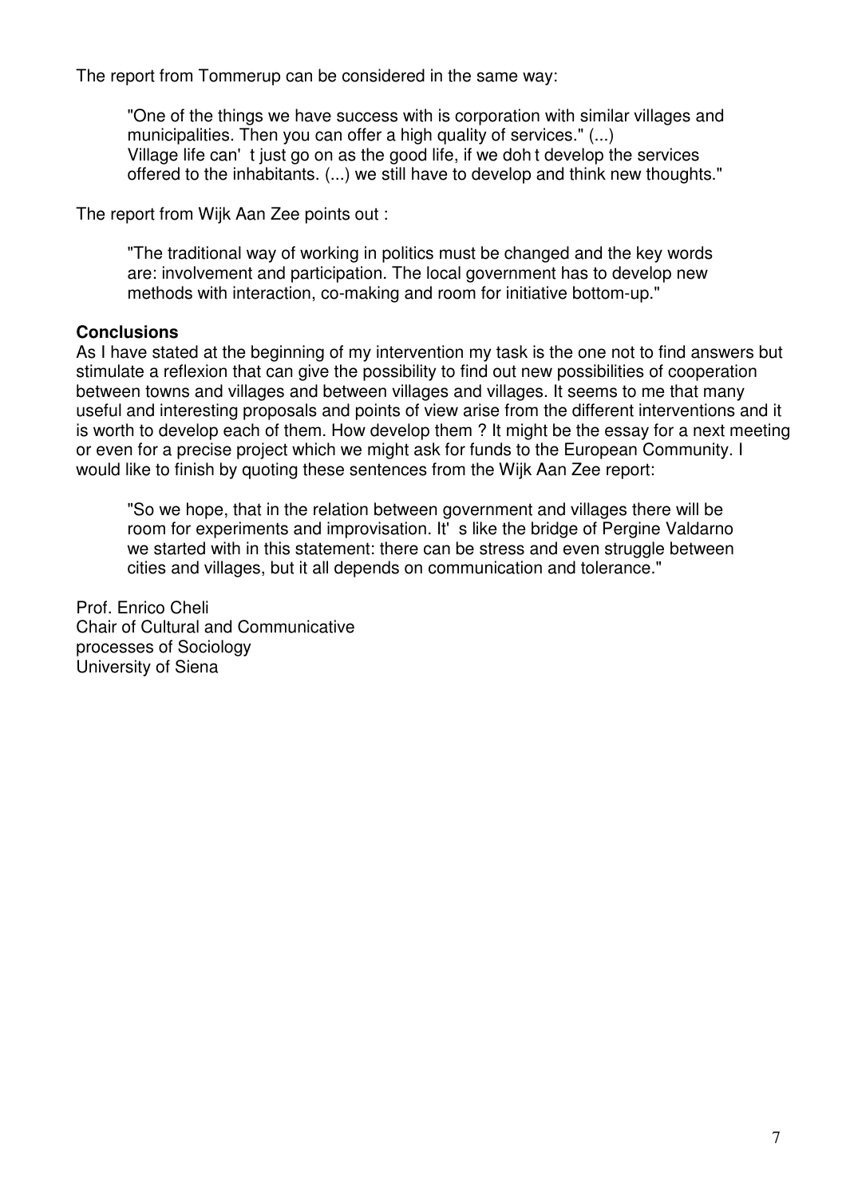The report from Tommerup can be considered in the same way:

> "One of the things we have success with is corporation with similar villages and municipalities. Then you can offer a high quality of services." (...)
> Village life can' t just go on as the good life, if we doh t develop the services offered to the inhabitants. (...) we still have to develop and think new thoughts."

The report from Wijk Aan Zee points out :

> "The traditional way of working in politics must be changed and the key words are: involvement and participation. The local government has to develop new methods with interaction, co-making and room for initiative bottom-up."

**Conclusions**

As I have stated at the beginning of my intervention my task is the one not to find answers but stimulate a reflexion that can give the possibility to find out new possibilities of cooperation between towns and villages and between villages and villages. It seems to me that many useful and interesting proposals and points of view arise from the different interventions and it is worth to develop each of them. How develop them ? It might be the essay for a next meeting or even for a precise project which we might ask for funds to the European Community. I would like to finish by quoting these sentences from the Wijk Aan Zee report:

> "So we hope, that in the relation between government and villages there will be room for experiments and improvisation. It' s like the bridge of Pergine Valdarno we started with in this statement: there can be stress and even struggle between cities and villages, but it all depends on communication and tolerance."

Prof. Enrico Cheli
Chair of Cultural and Communicative processes of Sociology
University of Siena